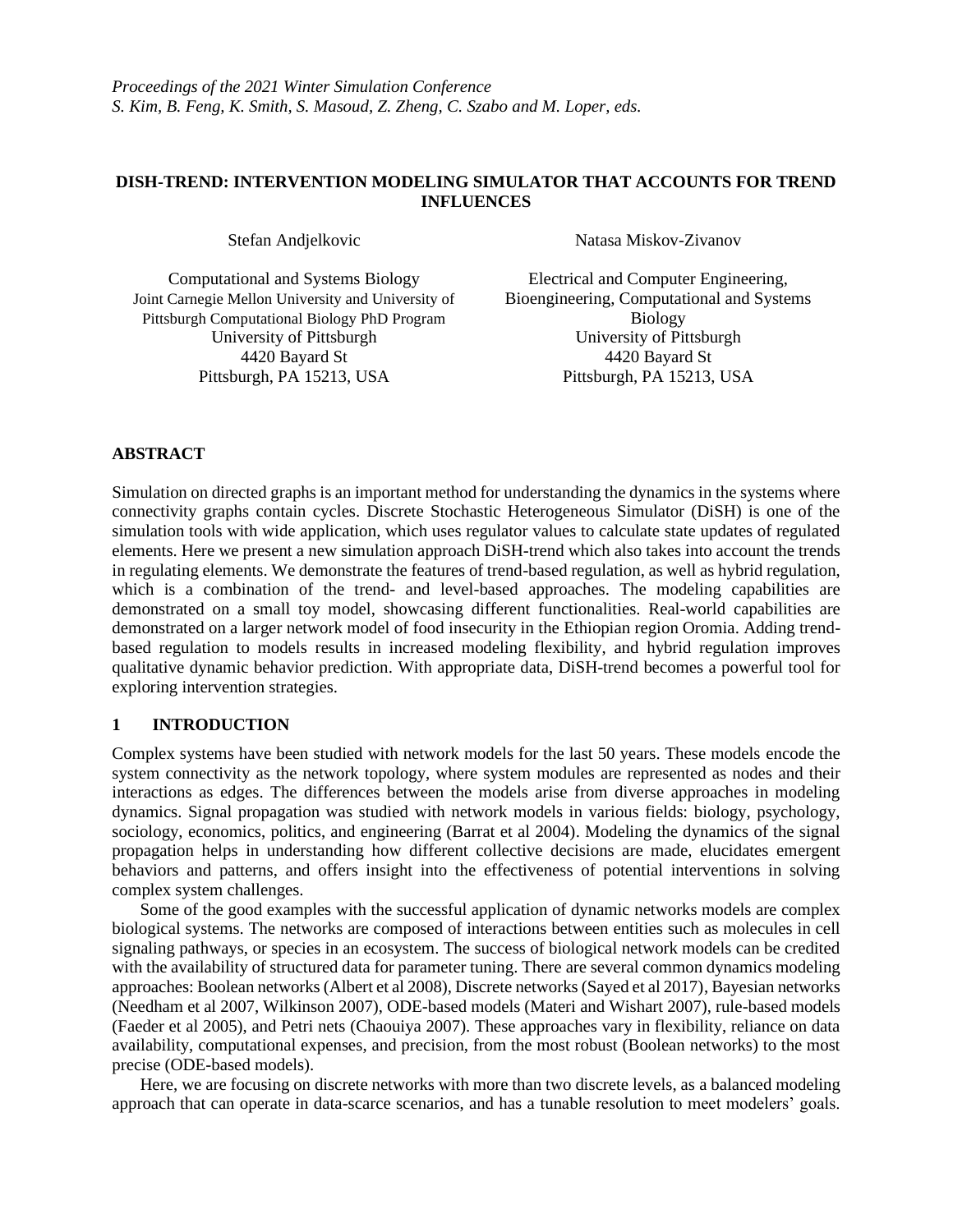*Proceedings of the 2021 Winter Simulation Conference*
*S. Kim, B. Feng, K. Smith, S. Masoud, Z. Zheng, C. Szabo and M. Loper, eds.*

# DISH-TREND: INTERVENTION MODELING SIMULATOR THAT ACCOUNTS FOR TREND INFLUENCES

Stefan Andjelkovic

Computational and Systems Biology
Joint Carnegie Mellon University and University of Pittsburgh Computational Biology PhD Program
University of Pittsburgh
4420 Bayard St
Pittsburgh, PA 15213, USA

Natasa Miskov-Zivanov

Electrical and Computer Engineering, Bioengineering, Computational and Systems Biology
University of Pittsburgh
4420 Bayard St
Pittsburgh, PA 15213, USA

## ABSTRACT

Simulation on directed graphs is an important method for understanding the dynamics in the systems where connectivity graphs contain cycles. Discrete Stochastic Heterogeneous Simulator (DiSH) is one of the simulation tools with wide application, which uses regulator values to calculate state updates of regulated elements. Here we present a new simulation approach DiSH-trend which also takes into account the trends in regulating elements. We demonstrate the features of trend-based regulation, as well as hybrid regulation, which is a combination of the trend- and level-based approaches. The modeling capabilities are demonstrated on a small toy model, showcasing different functionalities. Real-world capabilities are demonstrated on a larger network model of food insecurity in the Ethiopian region Oromia. Adding trend-based regulation to models results in increased modeling flexibility, and hybrid regulation improves qualitative dynamic behavior prediction. With appropriate data, DiSH-trend becomes a powerful tool for exploring intervention strategies.

## 1 INTRODUCTION

Complex systems have been studied with network models for the last 50 years. These models encode the system connectivity as the network topology, where system modules are represented as nodes and their interactions as edges. The differences between the models arise from diverse approaches in modeling dynamics. Signal propagation was studied with network models in various fields: biology, psychology, sociology, economics, politics, and engineering (Barrat et al 2004). Modeling the dynamics of the signal propagation helps in understanding how different collective decisions are made, elucidates emergent behaviors and patterns, and offers insight into the effectiveness of potential interventions in solving complex system challenges.

Some of the good examples with the successful application of dynamic networks models are complex biological systems. The networks are composed of interactions between entities such as molecules in cell signaling pathways, or species in an ecosystem. The success of biological network models can be credited with the availability of structured data for parameter tuning. There are several common dynamics modeling approaches: Boolean networks (Albert et al 2008), Discrete networks (Sayed et al 2017), Bayesian networks (Needham et al 2007, Wilkinson 2007), ODE-based models (Materi and Wishart 2007), rule-based models (Faeder et al 2005), and Petri nets (Chaouiya 2007). These approaches vary in flexibility, reliance on data availability, computational expenses, and precision, from the most robust (Boolean networks) to the most precise (ODE-based models).

Here, we are focusing on discrete networks with more than two discrete levels, as a balanced modeling approach that can operate in data-scarce scenarios, and has a tunable resolution to meet modelers' goals.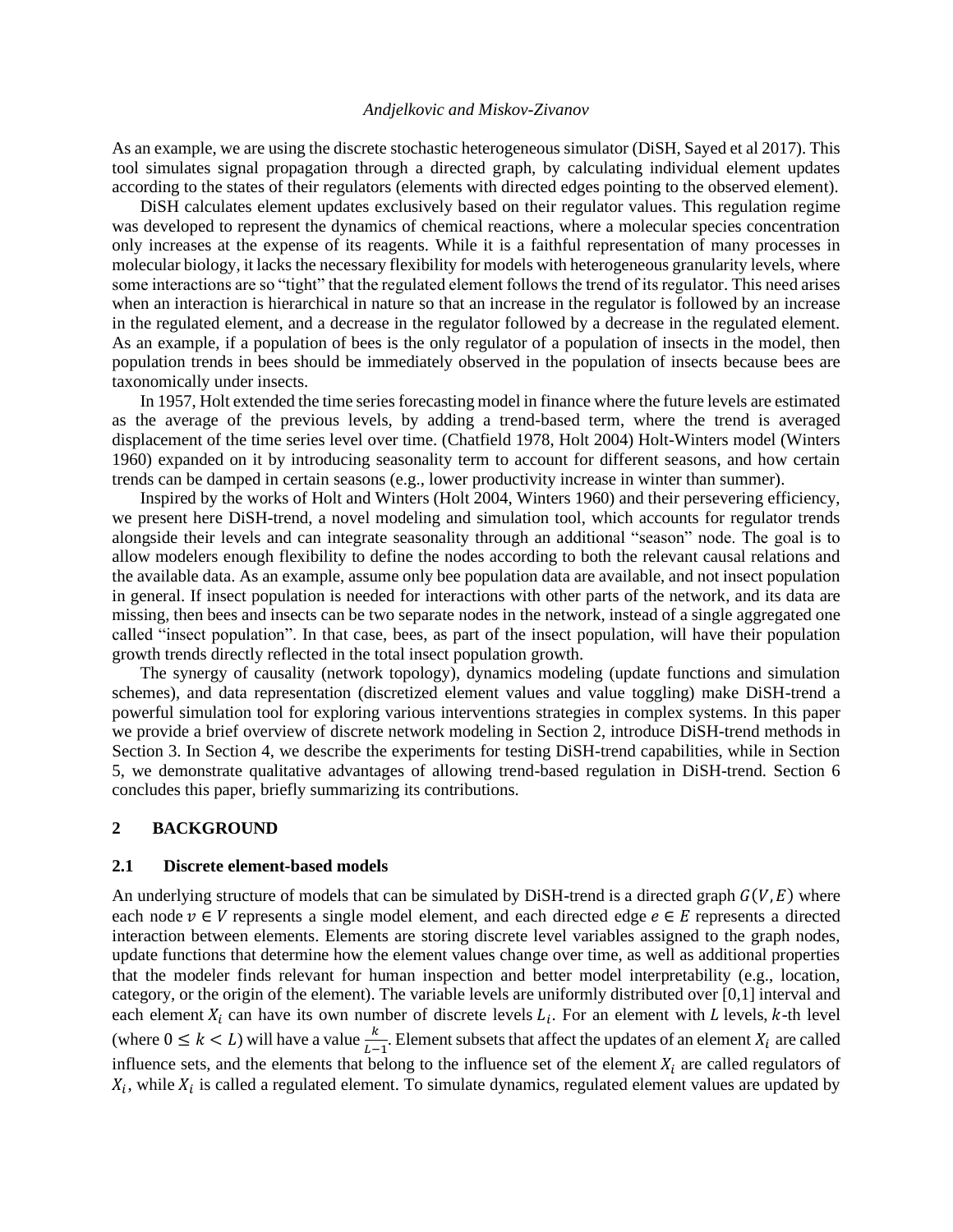As an example, we are using the discrete stochastic heterogeneous simulator (DiSH, Sayed et al 2017). This tool simulates signal propagation through a directed graph, by calculating individual element updates according to the states of their regulators (elements with directed edges pointing to the observed element).

DiSH calculates element updates exclusively based on their regulator values. This regulation regime was developed to represent the dynamics of chemical reactions, where a molecular species concentration only increases at the expense of its reagents. While it is a faithful representation of many processes in molecular biology, it lacks the necessary flexibility for models with heterogeneous granularity levels, where some interactions are so "tight" that the regulated element follows the trend of its regulator. This need arises when an interaction is hierarchical in nature so that an increase in the regulator is followed by an increase in the regulated element, and a decrease in the regulator followed by a decrease in the regulated element. As an example, if a population of bees is the only regulator of a population of insects in the model, then population trends in bees should be immediately observed in the population of insects because bees are taxonomically under insects.

In 1957, Holt extended the time series forecasting model in finance where the future levels are estimated as the average of the previous levels, by adding a trend-based term, where the trend is averaged displacement of the time series level over time. (Chatfield 1978, Holt 2004) Holt-Winters model (Winters 1960) expanded on it by introducing seasonality term to account for different seasons, and how certain trends can be damped in certain seasons (e.g., lower productivity increase in winter than summer).

Inspired by the works of Holt and Winters (Holt 2004, Winters 1960) and their persevering efficiency, we present here DiSH-trend, a novel modeling and simulation tool, which accounts for regulator trends alongside their levels and can integrate seasonality through an additional "season" node. The goal is to allow modelers enough flexibility to define the nodes according to both the relevant causal relations and the available data. As an example, assume only bee population data are available, and not insect population in general. If insect population is needed for interactions with other parts of the network, and its data are missing, then bees and insects can be two separate nodes in the network, instead of a single aggregated one called "insect population". In that case, bees, as part of the insect population, will have their population growth trends directly reflected in the total insect population growth.

The synergy of causality (network topology), dynamics modeling (update functions and simulation schemes), and data representation (discretized element values and value toggling) make DiSH-trend a powerful simulation tool for exploring various interventions strategies in complex systems. In this paper we provide a brief overview of discrete network modeling in Section 2, introduce DiSH-trend methods in Section 3. In Section 4, we describe the experiments for testing DiSH-trend capabilities, while in Section 5, we demonstrate qualitative advantages of allowing trend-based regulation in DiSH-trend. Section 6 concludes this paper, briefly summarizing its contributions.

## 2 BACKGROUND

### 2.1 Discrete element-based models

An underlying structure of models that can be simulated by DiSH-trend is a directed graph $G(V, E)$ where each node $v \in V$ represents a single model element, and each directed edge $e \in E$ represents a directed interaction between elements. Elements are storing discrete level variables assigned to the graph nodes, update functions that determine how the element values change over time, as well as additional properties that the modeler finds relevant for human inspection and better model interpretability (e.g., location, category, or the origin of the element). The variable levels are uniformly distributed over [0,1] interval and each element $X_i$ can have its own number of discrete levels $L_i$. For an element with $L$ levels, $k$-th level (where $0 \leq k < L$) will have a value $\frac{k}{L-1}$. Element subsets that affect the updates of an element $X_i$ are called influence sets, and the elements that belong to the influence set of the element $X_i$ are called regulators of $X_i$, while $X_i$ is called a regulated element. To simulate dynamics, regulated element values are updated by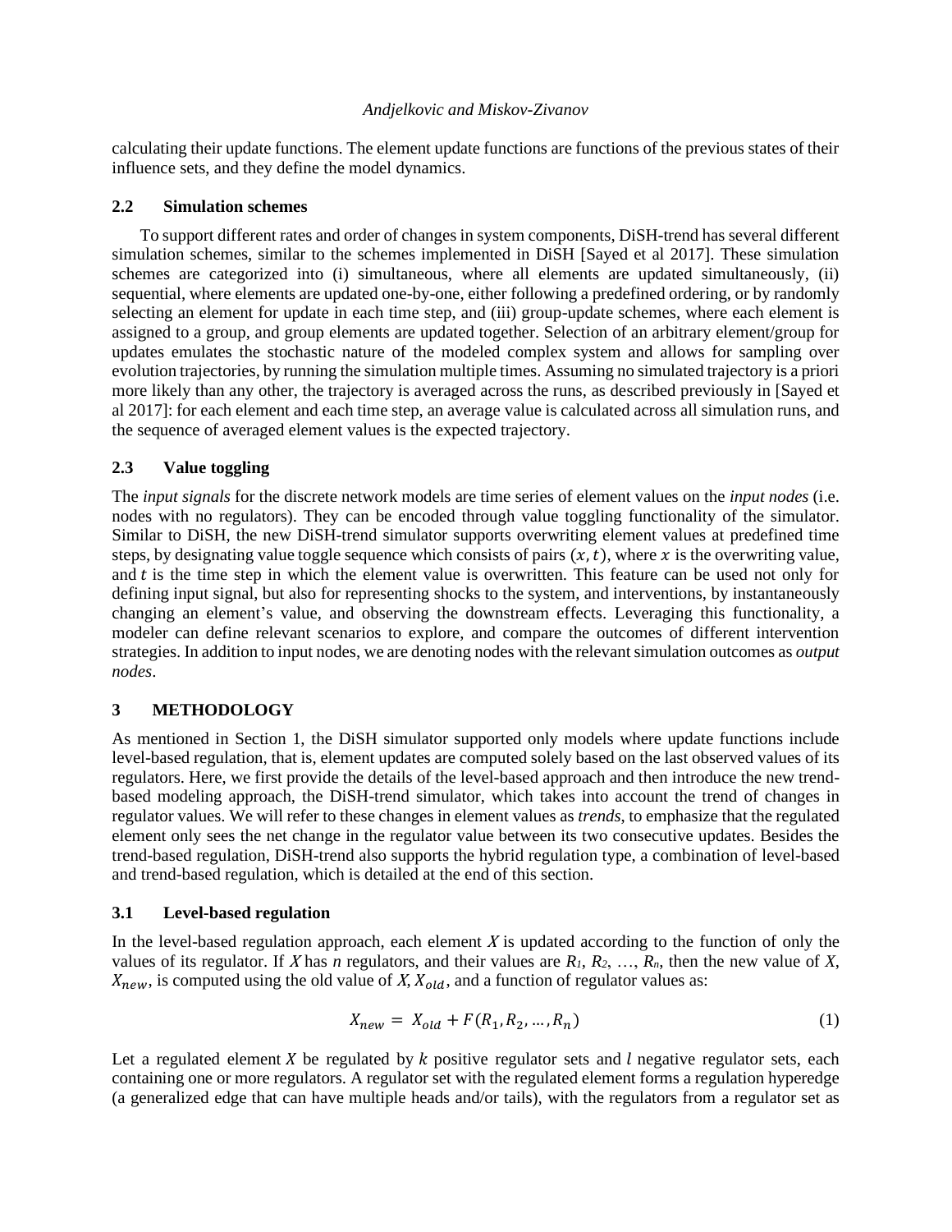calculating their update functions. The element update functions are functions of the previous states of their influence sets, and they define the model dynamics.

### 2.2 Simulation schemes

To support different rates and order of changes in system components, DiSH-trend has several different simulation schemes, similar to the schemes implemented in DiSH [Sayed et al 2017]. These simulation schemes are categorized into (i) simultaneous, where all elements are updated simultaneously, (ii) sequential, where elements are updated one-by-one, either following a predefined ordering, or by randomly selecting an element for update in each time step, and (iii) group-update schemes, where each element is assigned to a group, and group elements are updated together. Selection of an arbitrary element/group for updates emulates the stochastic nature of the modeled complex system and allows for sampling over evolution trajectories, by running the simulation multiple times. Assuming no simulated trajectory is a priori more likely than any other, the trajectory is averaged across the runs, as described previously in [Sayed et al 2017]: for each element and each time step, an average value is calculated across all simulation runs, and the sequence of averaged element values is the expected trajectory.

### 2.3 Value toggling

The *input signals* for the discrete network models are time series of element values on the *input nodes* (i.e. nodes with no regulators). They can be encoded through value toggling functionality of the simulator. Similar to DiSH, the new DiSH-trend simulator supports overwriting element values at predefined time steps, by designating value toggle sequence which consists of pairs $(x, t)$, where $x$ is the overwriting value, and $t$ is the time step in which the element value is overwritten. This feature can be used not only for defining input signal, but also for representing shocks to the system, and interventions, by instantaneously changing an element's value, and observing the downstream effects. Leveraging this functionality, a modeler can define relevant scenarios to explore, and compare the outcomes of different intervention strategies. In addition to input nodes, we are denoting nodes with the relevant simulation outcomes as *output nodes*.

## 3 METHODOLOGY

As mentioned in Section 1, the DiSH simulator supported only models where update functions include level-based regulation, that is, element updates are computed solely based on the last observed values of its regulators. Here, we first provide the details of the level-based approach and then introduce the new trend-based modeling approach, the DiSH-trend simulator, which takes into account the trend of changes in regulator values. We will refer to these changes in element values as *trends*, to emphasize that the regulated element only sees the net change in the regulator value between its two consecutive updates. Besides the trend-based regulation, DiSH-trend also supports the hybrid regulation type, a combination of level-based and trend-based regulation, which is detailed at the end of this section.

### 3.1 Level-based regulation

In the level-based regulation approach, each element $X$ is updated according to the function of only the values of its regulator. If $X$ has $n$ regulators, and their values are $R_1, R_2, \ldots, R_n$, then the new value of $X$, $X_{new}$, is computed using the old value of $X$, $X_{old}$, and a function of regulator values as:

$$X_{new} = X_{old} + F(R_1, R_2, \ldots, R_n) \tag{1}$$

Let a regulated element $X$ be regulated by $k$ positive regulator sets and $l$ negative regulator sets, each containing one or more regulators. A regulator set with the regulated element forms a regulation hyperedge (a generalized edge that can have multiple heads and/or tails), with the regulators from a regulator set as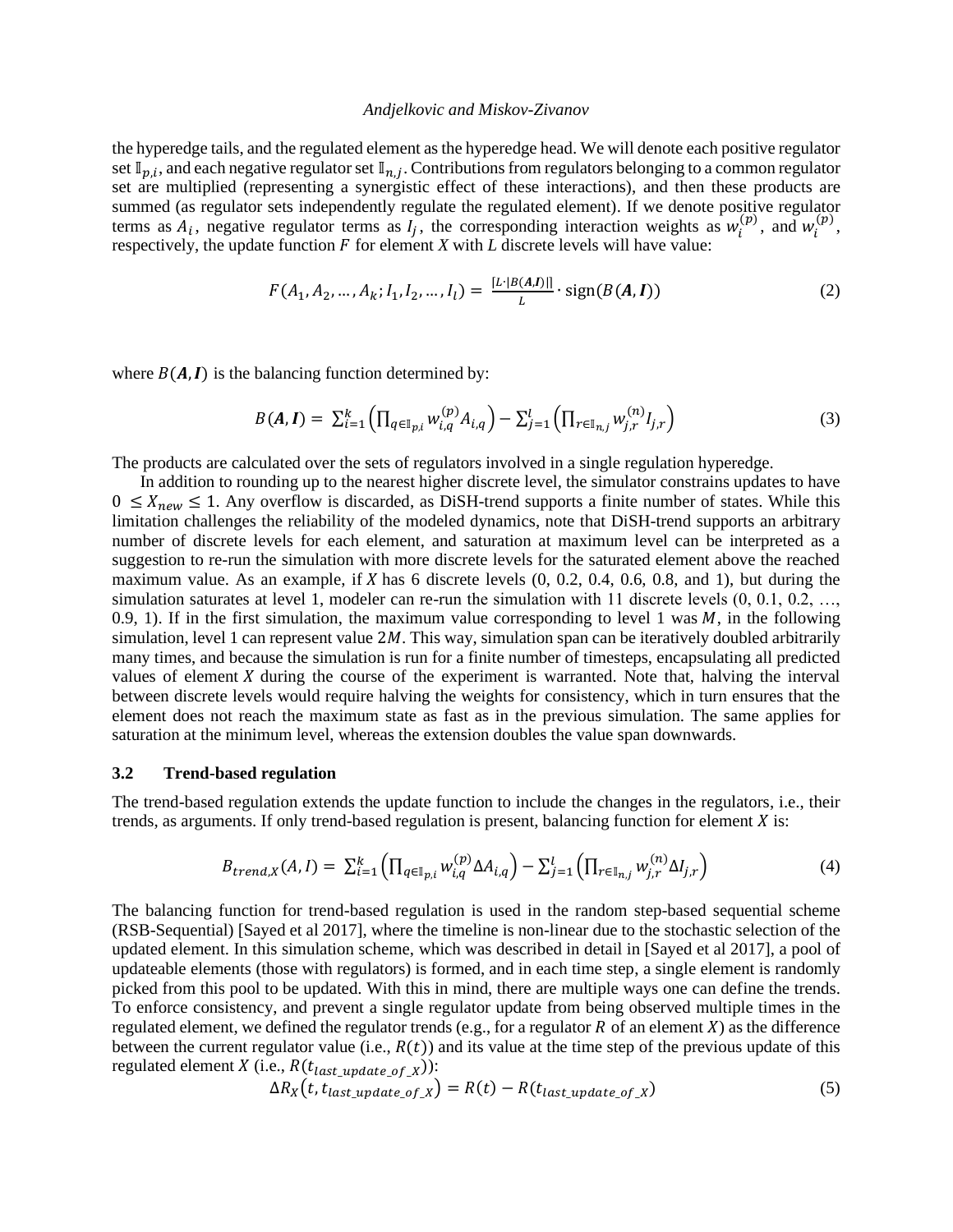the hyperedge tails, and the regulated element as the hyperedge head. We will denote each positive regulator set $\mathbb{I}_{p,i}$, and each negative regulator set $\mathbb{I}_{n,j}$. Contributions from regulators belonging to a common regulator set are multiplied (representing a synergistic effect of these interactions), and then these products are summed (as regulator sets independently regulate the regulated element). If we denote positive regulator terms as $A_i$, negative regulator terms as $I_j$, the corresponding interaction weights as $w_i^{(p)}$, and $w_i^{(p)}$, respectively, the update function $F$ for element $X$ with $L$ discrete levels will have value:

$$F(A_1, A_2, \ldots, A_k; I_1, I_2, \ldots, I_l) = \frac{\lceil L \cdot |B(\boldsymbol{A}, \boldsymbol{I})| \rceil}{L} \cdot \text{sign}(B(\boldsymbol{A}, \boldsymbol{I})) \tag{2}$$

where $B(\boldsymbol{A}, \boldsymbol{I})$ is the balancing function determined by:

$$B(\boldsymbol{A}, \boldsymbol{I}) = \sum_{i=1}^{k} \left( \prod_{q \in \mathbb{I}_{p,i}} w_{i,q}^{(p)} A_{i,q} \right) - \sum_{j=1}^{l} \left( \prod_{r \in \mathbb{I}_{n,j}} w_{j,r}^{(n)} I_{j,r} \right) \tag{3}$$

The products are calculated over the sets of regulators involved in a single regulation hyperedge.

In addition to rounding up to the nearest higher discrete level, the simulator constrains updates to have $0 \leq X_{new} \leq 1$. Any overflow is discarded, as DiSH-trend supports a finite number of states. While this limitation challenges the reliability of the modeled dynamics, note that DiSH-trend supports an arbitrary number of discrete levels for each element, and saturation at maximum level can be interpreted as a suggestion to re-run the simulation with more discrete levels for the saturated element above the reached maximum value. As an example, if $X$ has 6 discrete levels (0, 0.2, 0.4, 0.6, 0.8, and 1), but during the simulation saturates at level 1, modeler can re-run the simulation with 11 discrete levels (0, 0.1, 0.2, …, 0.9, 1). If in the first simulation, the maximum value corresponding to level 1 was $M$, in the following simulation, level 1 can represent value $2M$. This way, simulation span can be iteratively doubled arbitrarily many times, and because the simulation is run for a finite number of timesteps, encapsulating all predicted values of element $X$ during the course of the experiment is warranted. Note that, halving the interval between discrete levels would require halving the weights for consistency, which in turn ensures that the element does not reach the maximum state as fast as in the previous simulation. The same applies for saturation at the minimum level, whereas the extension doubles the value span downwards.

### 3.2 Trend-based regulation

The trend-based regulation extends the update function to include the changes in the regulators, i.e., their trends, as arguments. If only trend-based regulation is present, balancing function for element $X$ is:

$$B_{trend,X}(A, I) = \sum_{i=1}^{k} \left( \prod_{q \in \mathbb{I}_{p,i}} w_{i,q}^{(p)} \Delta A_{i,q} \right) - \sum_{j=1}^{l} \left( \prod_{r \in \mathbb{I}_{n,j}} w_{j,r}^{(n)} \Delta I_{j,r} \right) \tag{4}$$

The balancing function for trend-based regulation is used in the random step-based sequential scheme (RSB-Sequential) [Sayed et al 2017], where the timeline is non-linear due to the stochastic selection of the updated element. In this simulation scheme, which was described in detail in [Sayed et al 2017], a pool of updateable elements (those with regulators) is formed, and in each time step, a single element is randomly picked from this pool to be updated. With this in mind, there are multiple ways one can define the trends. To enforce consistency, and prevent a single regulator update from being observed multiple times in the regulated element, we defined the regulator trends (e.g., for a regulator $R$ of an element $X$) as the difference between the current regulator value (i.e., $R(t)$) and its value at the time step of the previous update of this regulated element $X$ (i.e., $R(t_{last\_update\_of\_X})$):

$$\Delta R_X(t, t_{last\_update\_of\_X}) = R(t) - R(t_{last\_update\_of\_X}) \tag{5}$$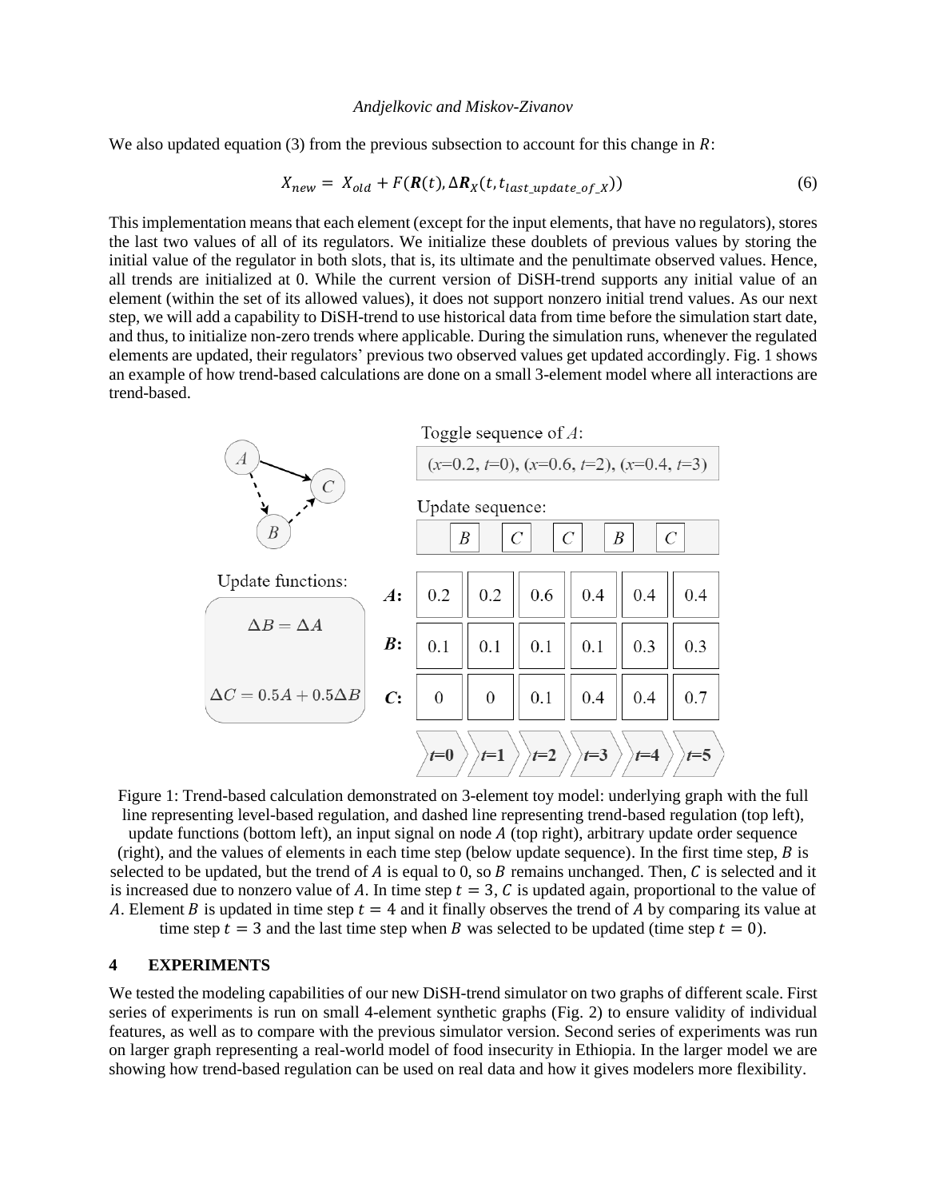We also updated equation (3) from the previous subsection to account for this change in $R$:

$$X_{new} = X_{old} + F(\boldsymbol{R}(t), \Delta\boldsymbol{R}_X(t, t_{last\_update\_of\_X})) \tag{6}$$

This implementation means that each element (except for the input elements, that have no regulators), stores the last two values of all of its regulators. We initialize these doublets of previous values by storing the initial value of the regulator in both slots, that is, its ultimate and the penultimate observed values. Hence, all trends are initialized at 0. While the current version of DiSH-trend supports any initial value of an element (within the set of its allowed values), it does not support nonzero initial trend values. As our next step, we will add a capability to DiSH-trend to use historical data from time before the simulation start date, and thus, to initialize non-zero trends where applicable. During the simulation runs, whenever the regulated elements are updated, their regulators' previous two observed values get updated accordingly. Fig. 1 shows an example of how trend-based calculations are done on a small 3-element model where all interactions are trend-based.

Toggle sequence of $A$:

($x$=0.2, $t$=0), ($x$=0.6, $t$=2), ($x$=0.4, $t$=3)

Update functions:

$\Delta B = \Delta A$

$\Delta C = 0.5A + 0.5\Delta B$

Update sequence:

| | $t$=0 | $t$=1 | $t$=2 | $t$=3 | $t$=4 | $t$=5 |
|---|---|---|---|---|---|---|
| Update | | $B$ | $C$ | $C$ | $B$ | $C$ |
| $A$: | 0.2 | 0.2 | 0.6 | 0.4 | 0.4 | 0.4 |
| $B$: | 0.1 | 0.1 | 0.1 | 0.1 | 0.3 | 0.3 |
| $C$: | 0 | 0 | 0.1 | 0.4 | 0.4 | 0.7 |

Figure 1: Trend-based calculation demonstrated on 3-element toy model: underlying graph with the full line representing level-based regulation, and dashed line representing trend-based regulation (top left), update functions (bottom left), an input signal on node $A$ (top right), arbitrary update order sequence (right), and the values of elements in each time step (below update sequence). In the first time step, $B$ is selected to be updated, but the trend of $A$ is equal to 0, so $B$ remains unchanged. Then, $C$ is selected and it is increased due to nonzero value of $A$. In time step $t = 3$, $C$ is updated again, proportional to the value of $A$. Element $B$ is updated in time step $t = 4$ and it finally observes the trend of $A$ by comparing its value at time step $t = 3$ and the last time step when $B$ was selected to be updated (time step $t = 0$).

## 4 EXPERIMENTS

We tested the modeling capabilities of our new DiSH-trend simulator on two graphs of different scale. First series of experiments is run on small 4-element synthetic graphs (Fig. 2) to ensure validity of individual features, as well as to compare with the previous simulator version. Second series of experiments was run on larger graph representing a real-world model of food insecurity in Ethiopia. In the larger model we are showing how trend-based regulation can be used on real data and how it gives modelers more flexibility.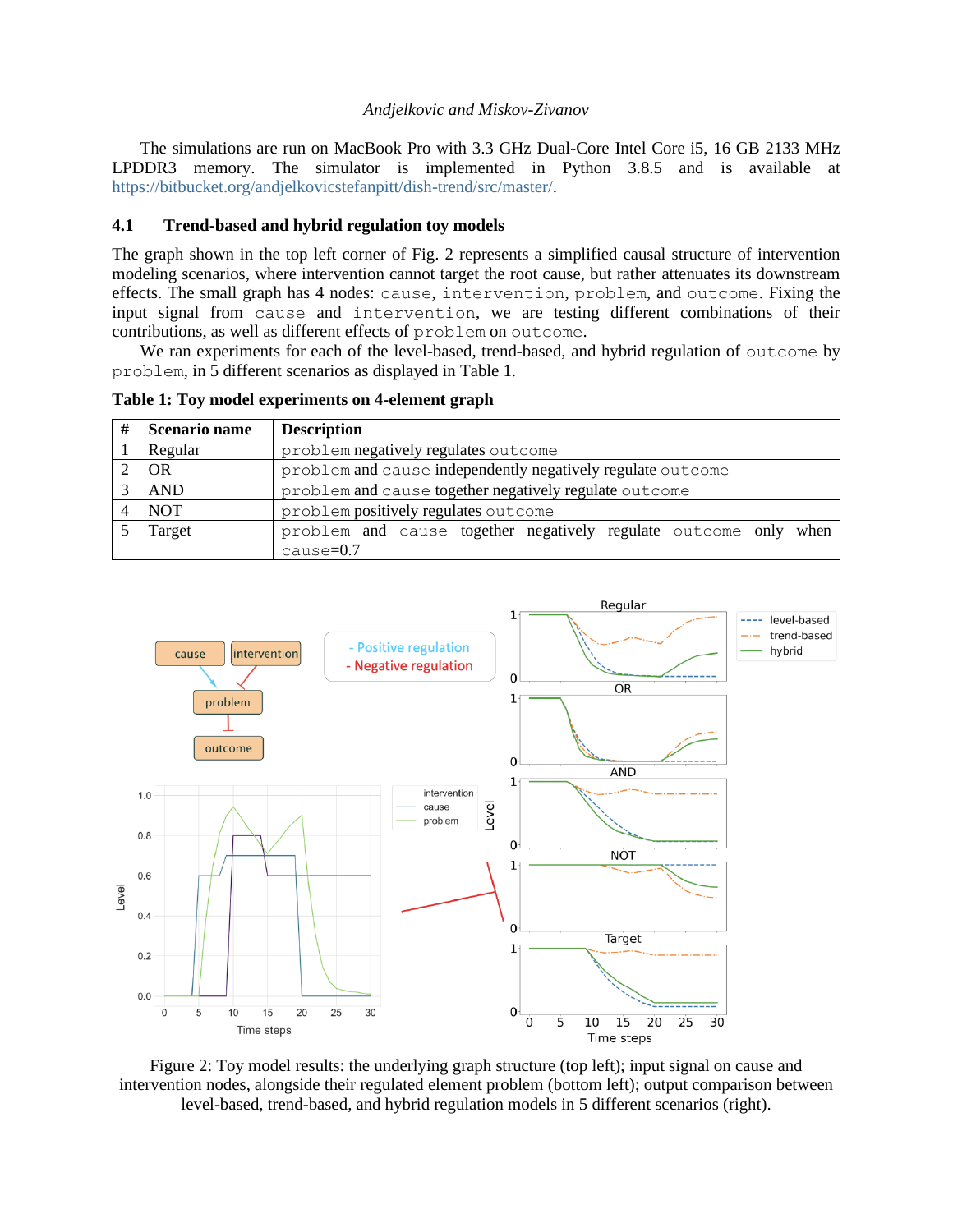The simulations are run on MacBook Pro with 3.3 GHz Dual-Core Intel Core i5, 16 GB 2133 MHz LPDDR3 memory. The simulator is implemented in Python 3.8.5 and is available at https://bitbucket.org/andjelkovicstefanpitt/dish-trend/src/master/.

### 4.1 Trend-based and hybrid regulation toy models

The graph shown in the top left corner of Fig. 2 represents a simplified causal structure of intervention modeling scenarios, where intervention cannot target the root cause, but rather attenuates its downstream effects. The small graph has 4 nodes: `cause`, `intervention`, `problem`, and `outcome`. Fixing the input signal from `cause` and `intervention`, we are testing different combinations of their contributions, as well as different effects of `problem` on `outcome`.

We ran experiments for each of the level-based, trend-based, and hybrid regulation of `outcome` by `problem`, in 5 different scenarios as displayed in Table 1.

**Table 1: Toy model experiments on 4-element graph**

| # | Scenario name | Description |
|---|---|---|
| 1 | Regular | `problem` negatively regulates `outcome` |
| 2 | OR | `problem` and `cause` independently negatively regulate `outcome` |
| 3 | AND | `problem` and `cause` together negatively regulate `outcome` |
| 4 | NOT | `problem` positively regulates `outcome` |
| 5 | Target | `problem` and `cause` together negatively regulate `outcome` only when `cause`=0.7 |

Figure 2: Toy model results: the underlying graph structure (top left); input signal on cause and intervention nodes, alongside their regulated element problem (bottom left); output comparison between level-based, trend-based, and hybrid regulation models in 5 different scenarios (right).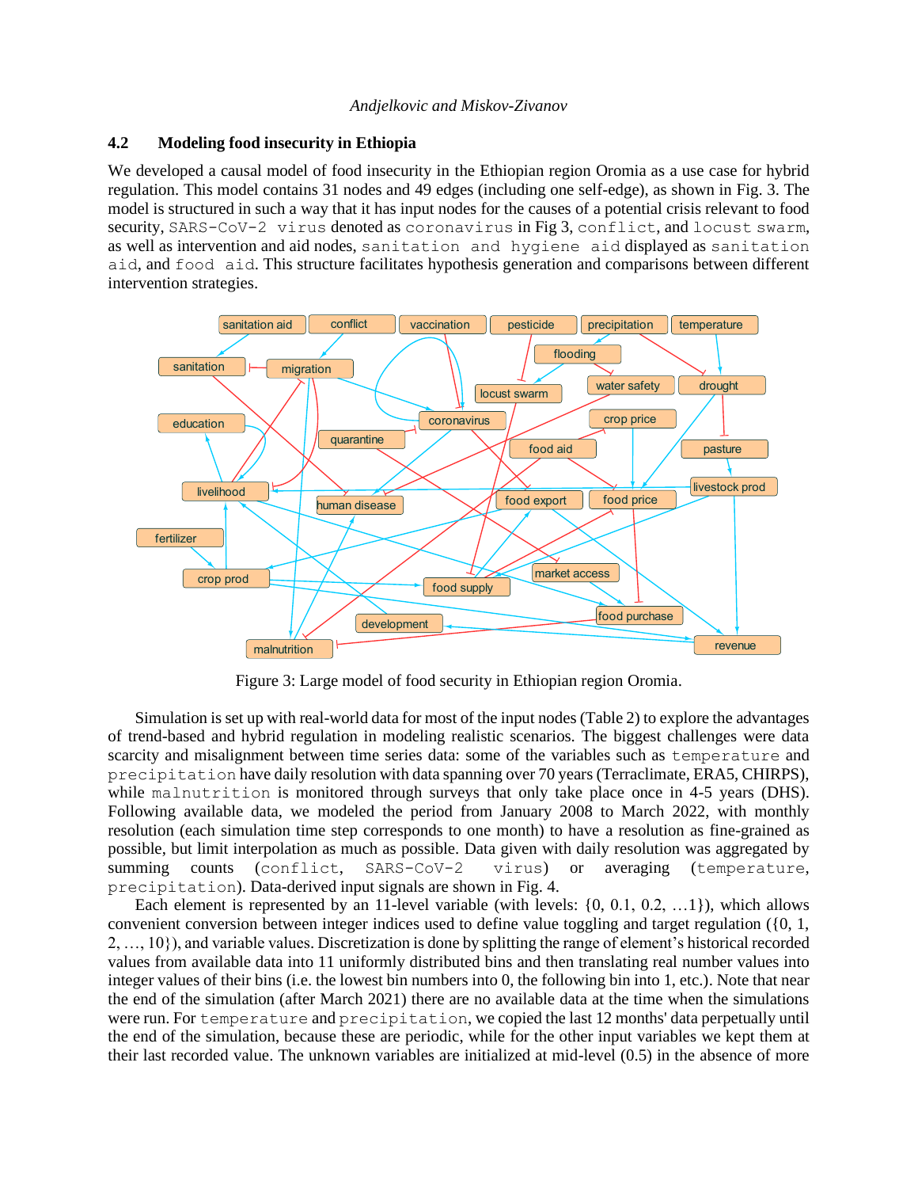## 4.2 Modeling food insecurity in Ethiopia

We developed a causal model of food insecurity in the Ethiopian region Oromia as a use case for hybrid regulation. This model contains 31 nodes and 49 edges (including one self-edge), as shown in Fig. 3. The model is structured in such a way that it has input nodes for the causes of a potential crisis relevant to food security, `SARS-CoV-2 virus` denoted as `coronavirus` in Fig 3, `conflict`, and `locust swarm`, as well as intervention and aid nodes, `sanitation and hygiene aid` displayed as `sanitation aid`, and `food aid`. This structure facilitates hypothesis generation and comparisons between different intervention strategies.

Figure 3: Large model of food security in Ethiopian region Oromia.

Simulation is set up with real-world data for most of the input nodes (Table 2) to explore the advantages of trend-based and hybrid regulation in modeling realistic scenarios. The biggest challenges were data scarcity and misalignment between time series data: some of the variables such as `temperature` and `precipitation` have daily resolution with data spanning over 70 years (Terraclimate, ERA5, CHIRPS), while `malnutrition` is monitored through surveys that only take place once in 4-5 years (DHS). Following available data, we modeled the period from January 2008 to March 2022, with monthly resolution (each simulation time step corresponds to one month) to have a resolution as fine-grained as possible, but limit interpolation as much as possible. Data given with daily resolution was aggregated by summing counts (`conflict`, `SARS-CoV-2 virus`) or averaging (`temperature`, `precipitation`). Data-derived input signals are shown in Fig. 4.

Each element is represented by an 11-level variable (with levels: {0, 0.1, 0.2, …1}), which allows convenient conversion between integer indices used to define value toggling and target regulation ({0, 1, 2, …, 10}), and variable values. Discretization is done by splitting the range of element's historical recorded values from available data into 11 uniformly distributed bins and then translating real number values into integer values of their bins (i.e. the lowest bin numbers into 0, the following bin into 1, etc.). Note that near the end of the simulation (after March 2021) there are no available data at the time when the simulations were run. For `temperature` and `precipitation`, we copied the last 12 months' data perpetually until the end of the simulation, because these are periodic, while for the other input variables we kept them at their last recorded value. The unknown variables are initialized at mid-level (0.5) in the absence of more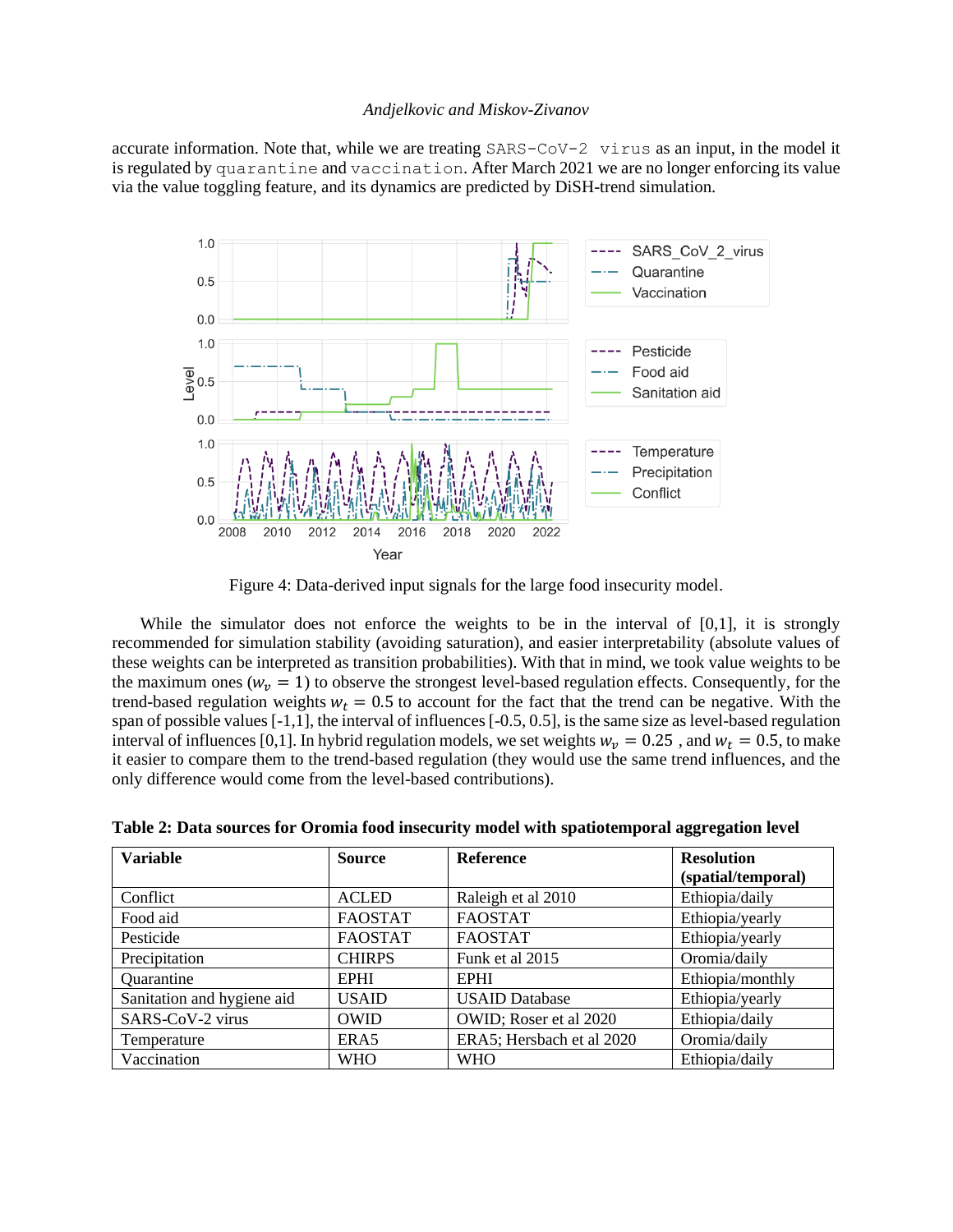accurate information. Note that, while we are treating `SARS-CoV-2 virus` as an input, in the model it is regulated by `quarantine` and `vaccination`. After March 2021 we are no longer enforcing its value via the value toggling feature, and its dynamics are predicted by DiSH-trend simulation.

Figure 4: Data-derived input signals for the large food insecurity model.

While the simulator does not enforce the weights to be in the interval of [0,1], it is strongly recommended for simulation stability (avoiding saturation), and easier interpretability (absolute values of these weights can be interpreted as transition probabilities). With that in mind, we took value weights to be the maximum ones ($w_v = 1$) to observe the strongest level-based regulation effects. Consequently, for the trend-based regulation weights $w_t = 0.5$ to account for the fact that the trend can be negative. With the span of possible values [-1,1], the interval of influences [-0.5, 0.5], is the same size as level-based regulation interval of influences [0,1]. In hybrid regulation models, we set weights $w_v = 0.25$ , and $w_t = 0.5$, to make it easier to compare them to the trend-based regulation (they would use the same trend influences, and the only difference would come from the level-based contributions).

**Table 2: Data sources for Oromia food insecurity model with spatiotemporal aggregation level**

| Variable | Source | Reference | Resolution (spatial/temporal) |
|---|---|---|---|
| Conflict | ACLED | Raleigh et al 2010 | Ethiopia/daily |
| Food aid | FAOSTAT | FAOSTAT | Ethiopia/yearly |
| Pesticide | FAOSTAT | FAOSTAT | Ethiopia/yearly |
| Precipitation | CHIRPS | Funk et al 2015 | Oromia/daily |
| Quarantine | EPHI | EPHI | Ethiopia/monthly |
| Sanitation and hygiene aid | USAID | USAID Database | Ethiopia/yearly |
| SARS-CoV-2 virus | OWID | OWID; Roser et al 2020 | Ethiopia/daily |
| Temperature | ERA5 | ERA5; Hersbach et al 2020 | Oromia/daily |
| Vaccination | WHO | WHO | Ethiopia/daily |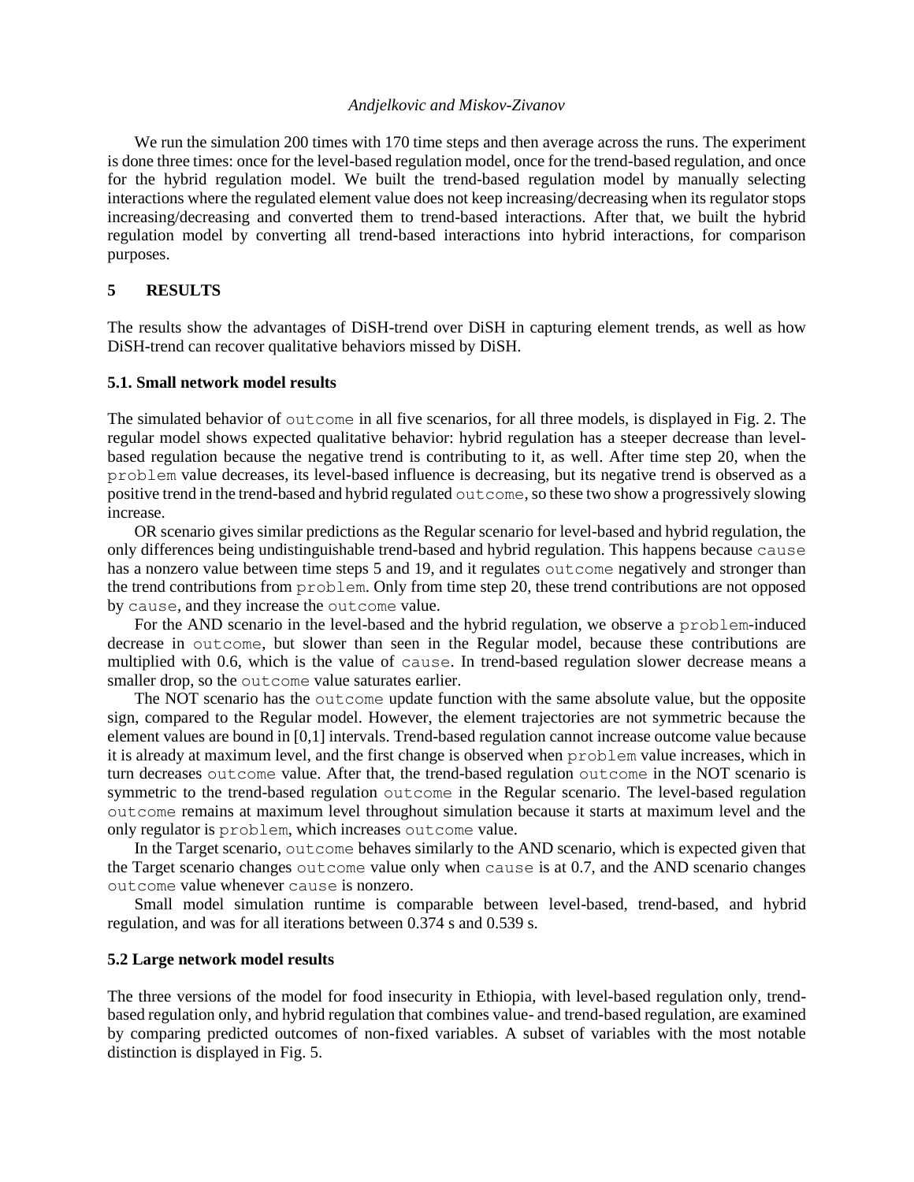We run the simulation 200 times with 170 time steps and then average across the runs. The experiment is done three times: once for the level-based regulation model, once for the trend-based regulation, and once for the hybrid regulation model. We built the trend-based regulation model by manually selecting interactions where the regulated element value does not keep increasing/decreasing when its regulator stops increasing/decreasing and converted them to trend-based interactions. After that, we built the hybrid regulation model by converting all trend-based interactions into hybrid interactions, for comparison purposes.

## 5 RESULTS

The results show the advantages of DiSH-trend over DiSH in capturing element trends, as well as how DiSH-trend can recover qualitative behaviors missed by DiSH.

### 5.1. Small network model results

The simulated behavior of `outcome` in all five scenarios, for all three models, is displayed in Fig. 2. The regular model shows expected qualitative behavior: hybrid regulation has a steeper decrease than level-based regulation because the negative trend is contributing to it, as well. After time step 20, when the `problem` value decreases, its level-based influence is decreasing, but its negative trend is observed as a positive trend in the trend-based and hybrid regulated `outcome`, so these two show a progressively slowing increase.

OR scenario gives similar predictions as the Regular scenario for level-based and hybrid regulation, the only differences being undistinguishable trend-based and hybrid regulation. This happens because `cause` has a nonzero value between time steps 5 and 19, and it regulates `outcome` negatively and stronger than the trend contributions from `problem`. Only from time step 20, these trend contributions are not opposed by `cause`, and they increase the `outcome` value.

For the AND scenario in the level-based and the hybrid regulation, we observe a `problem`-induced decrease in `outcome`, but slower than seen in the Regular model, because these contributions are multiplied with 0.6, which is the value of `cause`. In trend-based regulation slower decrease means a smaller drop, so the `outcome` value saturates earlier.

The NOT scenario has the `outcome` update function with the same absolute value, but the opposite sign, compared to the Regular model. However, the element trajectories are not symmetric because the element values are bound in [0,1] intervals. Trend-based regulation cannot increase outcome value because it is already at maximum level, and the first change is observed when `problem` value increases, which in turn decreases `outcome` value. After that, the trend-based regulation `outcome` in the NOT scenario is symmetric to the trend-based regulation `outcome` in the Regular scenario. The level-based regulation `outcome` remains at maximum level throughout simulation because it starts at maximum level and the only regulator is `problem`, which increases `outcome` value.

In the Target scenario, `outcome` behaves similarly to the AND scenario, which is expected given that the Target scenario changes `outcome` value only when `cause` is at 0.7, and the AND scenario changes `outcome` value whenever `cause` is nonzero.

Small model simulation runtime is comparable between level-based, trend-based, and hybrid regulation, and was for all iterations between 0.374 s and 0.539 s.

### 5.2 Large network model results

The three versions of the model for food insecurity in Ethiopia, with level-based regulation only, trend-based regulation only, and hybrid regulation that combines value- and trend-based regulation, are examined by comparing predicted outcomes of non-fixed variables. A subset of variables with the most notable distinction is displayed in Fig. 5.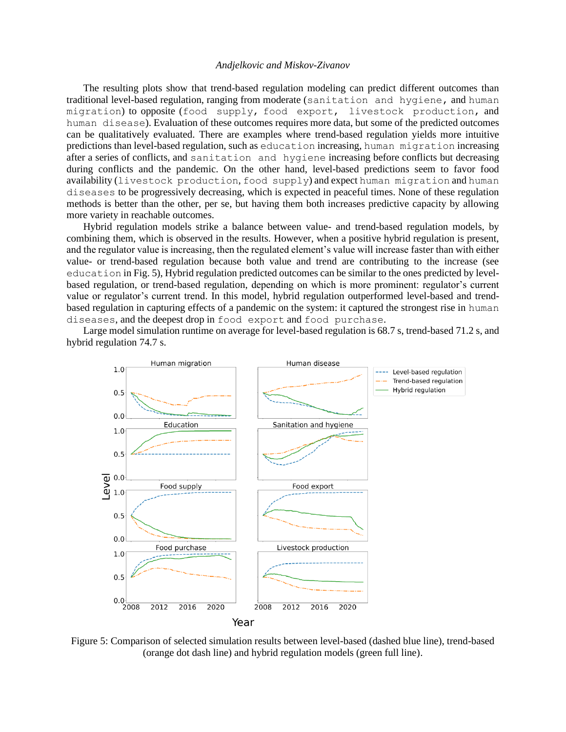The resulting plots show that trend-based regulation modeling can predict different outcomes than traditional level-based regulation, ranging from moderate (`sanitation and hygiene`, and `human migration`) to opposite (`food supply`, `food export`, `livestock production`, and `human disease`). Evaluation of these outcomes requires more data, but some of the predicted outcomes can be qualitatively evaluated. There are examples where trend-based regulation yields more intuitive predictions than level-based regulation, such as `education` increasing, `human migration` increasing after a series of conflicts, and `sanitation and hygiene` increasing before conflicts but decreasing during conflicts and the pandemic. On the other hand, level-based predictions seem to favor food availability (`livestock production`, `food supply`) and expect `human migration` and `human diseases` to be progressively decreasing, which is expected in peaceful times. None of these regulation methods is better than the other, per se, but having them both increases predictive capacity by allowing more variety in reachable outcomes.

Hybrid regulation models strike a balance between value- and trend-based regulation models, by combining them, which is observed in the results. However, when a positive hybrid regulation is present, and the regulator value is increasing, then the regulated element's value will increase faster than with either value- or trend-based regulation because both value and trend are contributing to the increase (see `education` in Fig. 5), Hybrid regulation predicted outcomes can be similar to the ones predicted by level-based regulation, or trend-based regulation, depending on which is more prominent: regulator's current value or regulator's current trend. In this model, hybrid regulation outperformed level-based and trend-based regulation in capturing effects of a pandemic on the system: it captured the strongest rise in `human diseases`, and the deepest drop in `food export` and `food purchase`.

Large model simulation runtime on average for level-based regulation is 68.7 s, trend-based 71.2 s, and hybrid regulation 74.7 s.

Figure 5: Comparison of selected simulation results between level-based (dashed blue line), trend-based (orange dot dash line) and hybrid regulation models (green full line).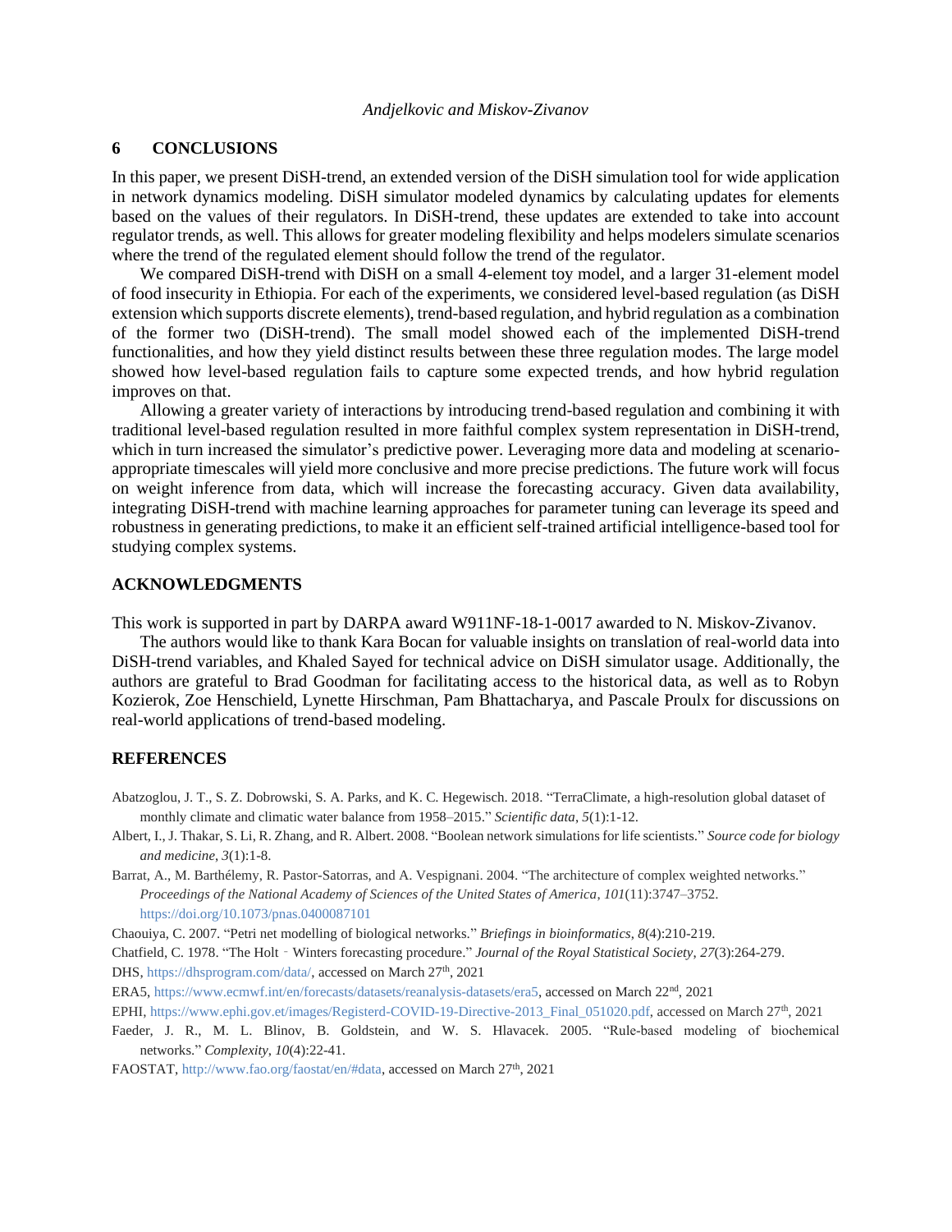## 6 CONCLUSIONS

In this paper, we present DiSH-trend, an extended version of the DiSH simulation tool for wide application in network dynamics modeling. DiSH simulator modeled dynamics by calculating updates for elements based on the values of their regulators. In DiSH-trend, these updates are extended to take into account regulator trends, as well. This allows for greater modeling flexibility and helps modelers simulate scenarios where the trend of the regulated element should follow the trend of the regulator.

We compared DiSH-trend with DiSH on a small 4-element toy model, and a larger 31-element model of food insecurity in Ethiopia. For each of the experiments, we considered level-based regulation (as DiSH extension which supports discrete elements), trend-based regulation, and hybrid regulation as a combination of the former two (DiSH-trend). The small model showed each of the implemented DiSH-trend functionalities, and how they yield distinct results between these three regulation modes. The large model showed how level-based regulation fails to capture some expected trends, and how hybrid regulation improves on that.

Allowing a greater variety of interactions by introducing trend-based regulation and combining it with traditional level-based regulation resulted in more faithful complex system representation in DiSH-trend, which in turn increased the simulator's predictive power. Leveraging more data and modeling at scenario-appropriate timescales will yield more conclusive and more precise predictions. The future work will focus on weight inference from data, which will increase the forecasting accuracy. Given data availability, integrating DiSH-trend with machine learning approaches for parameter tuning can leverage its speed and robustness in generating predictions, to make it an efficient self-trained artificial intelligence-based tool for studying complex systems.

## ACKNOWLEDGMENTS

This work is supported in part by DARPA award W911NF-18-1-0017 awarded to N. Miskov-Zivanov.

The authors would like to thank Kara Bocan for valuable insights on translation of real-world data into DiSH-trend variables, and Khaled Sayed for technical advice on DiSH simulator usage. Additionally, the authors are grateful to Brad Goodman for facilitating access to the historical data, as well as to Robyn Kozierok, Zoe Henschield, Lynette Hirschman, Pam Bhattacharya, and Pascale Proulx for discussions on real-world applications of trend-based modeling.

## REFERENCES

Abatzoglou, J. T., S. Z. Dobrowski, S. A. Parks, and K. C. Hegewisch. 2018. "TerraClimate, a high-resolution global dataset of monthly climate and climatic water balance from 1958–2015." *Scientific data*, *5*(1):1-12.

Albert, I., J. Thakar, S. Li, R. Zhang, and R. Albert. 2008. "Boolean network simulations for life scientists." *Source code for biology and medicine*, *3*(1):1-8.

Barrat, A., M. Barthélemy, R. Pastor-Satorras, and A. Vespignani. 2004. "The architecture of complex weighted networks." *Proceedings of the National Academy of Sciences of the United States of America*, *101*(11):3747–3752. https://doi.org/10.1073/pnas.0400087101

Chaouiya, C. 2007. "Petri net modelling of biological networks." *Briefings in bioinformatics*, *8*(4):210-219.

Chatfield, C. 1978. "The Holt‐Winters forecasting procedure." *Journal of the Royal Statistical Society*, *27*(3):264-279.

DHS, https://dhsprogram.com/data/, accessed on March 27th, 2021

ERA5, https://www.ecmwf.int/en/forecasts/datasets/reanalysis-datasets/era5, accessed on March 22nd, 2021

EPHI, https://www.ephi.gov.et/images/Registerd-COVID-19-Directive-2013_Final_051020.pdf, accessed on March 27th, 2021

Faeder, J. R., M. L. Blinov, B. Goldstein, and W. S. Hlavacek. 2005. "Rule-based modeling of biochemical networks." *Complexity*, *10*(4):22-41.

FAOSTAT, http://www.fao.org/faostat/en/#data, accessed on March 27th, 2021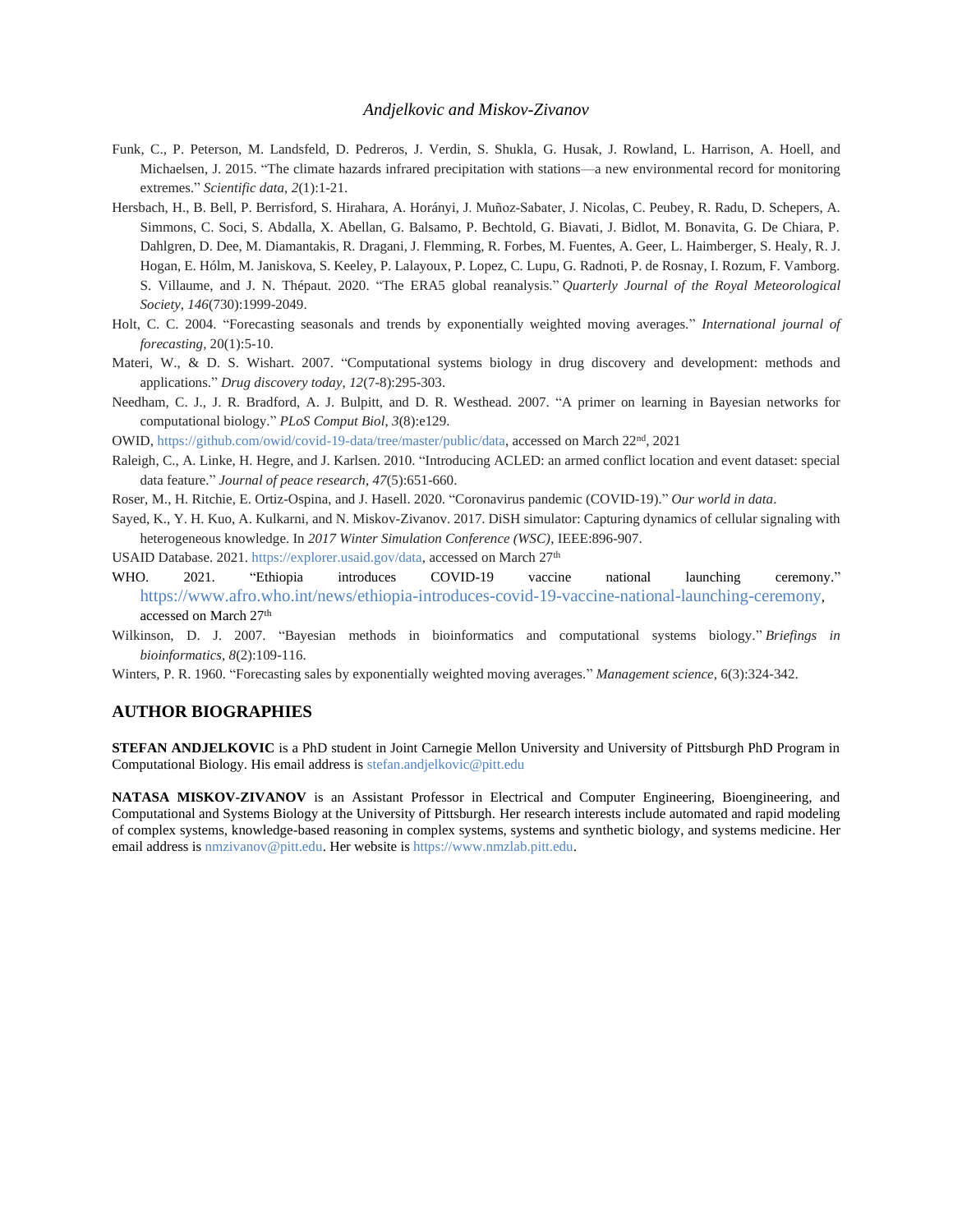Funk, C., P. Peterson, M. Landsfeld, D. Pedreros, J. Verdin, S. Shukla, G. Husak, J. Rowland, L. Harrison, A. Hoell, and Michaelsen, J. 2015. "The climate hazards infrared precipitation with stations—a new environmental record for monitoring extremes." *Scientific data*, *2*(1):1-21.

Hersbach, H., B. Bell, P. Berrisford, S. Hirahara, A. Horányi, J. Muñoz-Sabater, J. Nicolas, C. Peubey, R. Radu, D. Schepers, A. Simmons, C. Soci, S. Abdalla, X. Abellan, G. Balsamo, P. Bechtold, G. Biavati, J. Bidlot, M. Bonavita, G. De Chiara, P. Dahlgren, D. Dee, M. Diamantakis, R. Dragani, J. Flemming, R. Forbes, M. Fuentes, A. Geer, L. Haimberger, S. Healy, R. J. Hogan, E. Hólm, M. Janiskova, S. Keeley, P. Lalayoux, P. Lopez, C. Lupu, G. Radnoti, P. de Rosnay, I. Rozum, F. Vamborg. S. Villaume, and J. N. Thépaut. 2020. "The ERA5 global reanalysis." *Quarterly Journal of the Royal Meteorological Society*, *146*(730):1999-2049.

Holt, C. C. 2004. "Forecasting seasonals and trends by exponentially weighted moving averages." *International journal of forecasting*, 20(1):5-10.

Materi, W., & D. S. Wishart. 2007. "Computational systems biology in drug discovery and development: methods and applications." *Drug discovery today*, *12*(7-8):295-303.

Needham, C. J., J. R. Bradford, A. J. Bulpitt, and D. R. Westhead. 2007. "A primer on learning in Bayesian networks for computational biology." *PLoS Comput Biol*, *3*(8):e129.

OWID, https://github.com/owid/covid-19-data/tree/master/public/data, accessed on March 22nd, 2021

Raleigh, C., A. Linke, H. Hegre, and J. Karlsen. 2010. "Introducing ACLED: an armed conflict location and event dataset: special data feature." *Journal of peace research*, *47*(5):651-660.

Roser, M., H. Ritchie, E. Ortiz-Ospina, and J. Hasell. 2020. "Coronavirus pandemic (COVID-19)." *Our world in data*.

Sayed, K., Y. H. Kuo, A. Kulkarni, and N. Miskov-Zivanov. 2017. DiSH simulator: Capturing dynamics of cellular signaling with heterogeneous knowledge. In *2017 Winter Simulation Conference (WSC)*, IEEE:896-907.

USAID Database. 2021. https://explorer.usaid.gov/data, accessed on March 27th

WHO. 2021. "Ethiopia introduces COVID-19 vaccine national launching ceremony." https://www.afro.who.int/news/ethiopia-introduces-covid-19-vaccine-national-launching-ceremony, accessed on March 27th

Wilkinson, D. J. 2007. "Bayesian methods in bioinformatics and computational systems biology." *Briefings in bioinformatics*, *8*(2):109-116.

Winters, P. R. 1960. "Forecasting sales by exponentially weighted moving averages." *Management science*, 6(3):324-342.

## AUTHOR BIOGRAPHIES

**STEFAN ANDJELKOVIC** is a PhD student in Joint Carnegie Mellon University and University of Pittsburgh PhD Program in Computational Biology. His email address is stefan.andjelkovic@pitt.edu

**NATASA MISKOV-ZIVANOV** is an Assistant Professor in Electrical and Computer Engineering, Bioengineering, and Computational and Systems Biology at the University of Pittsburgh. Her research interests include automated and rapid modeling of complex systems, knowledge-based reasoning in complex systems, systems and synthetic biology, and systems medicine. Her email address is nmzivanov@pitt.edu. Her website is https://www.nmzlab.pitt.edu.